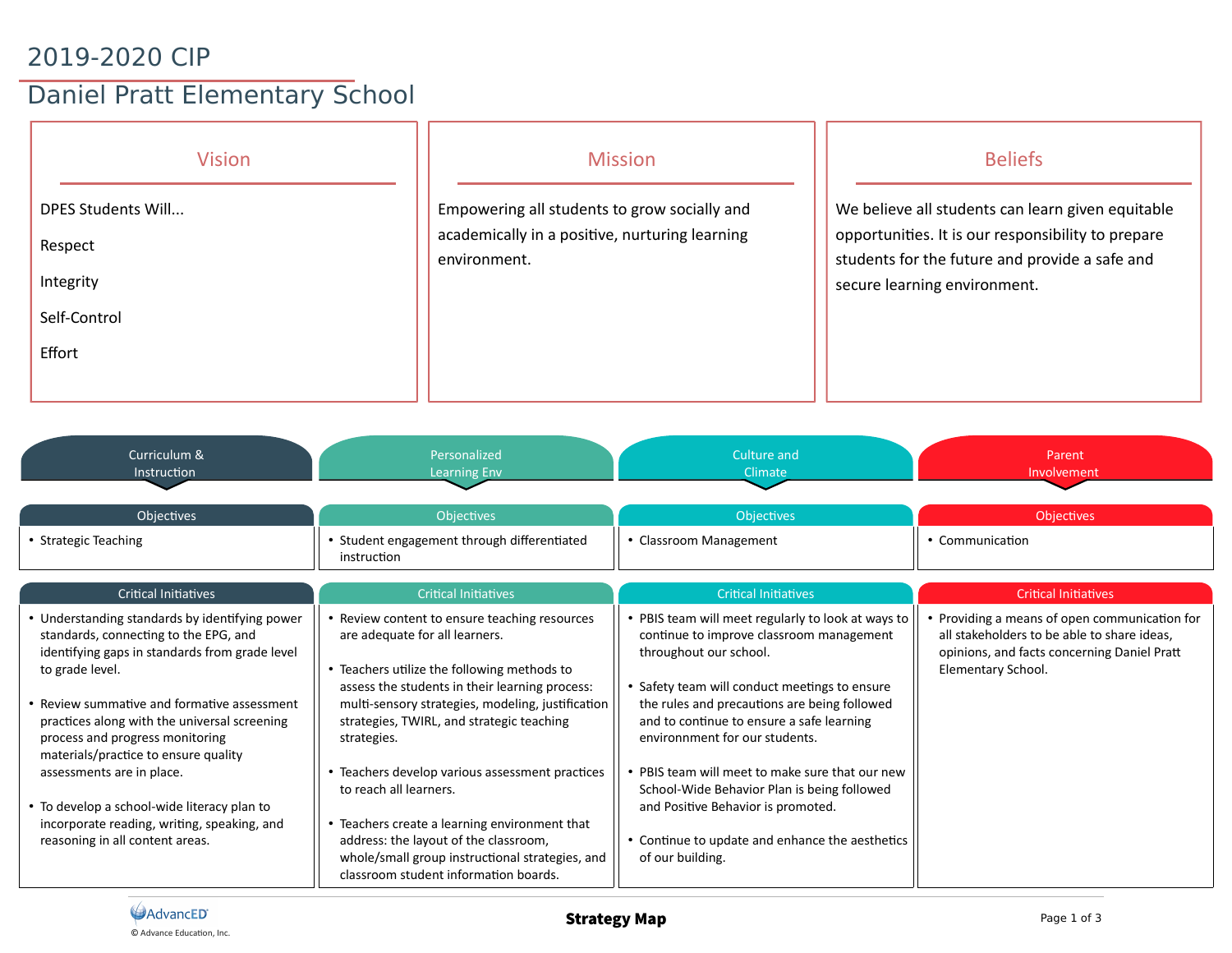# 2019-2020 CIP

## Daniel Pratt Elementary School

### Vision

DPES Students Will...

Respect

Integrity

Self-Control

Effort

### Mission

Empowering all students to grow socially and academically in a positive, nurturing learning environment.

### Beliefs

We believe all students can learn given equitable opportunities. It is our responsibility to prepare students for the future and provide a safe and secure learning environment.

## Curriculum & Instruction

### Objectives

- Strategic Teaching

### Critical Initiatives

- Understanding standards by identifying power standards, connecting to the EPG, and identifying gaps in standards from grade level to grade level.
- Review summative and formative assessment practices along with the universal screening process and progress monitoring materials/practice to ensure quality assessments are in place.
- To develop a school-wide literacy plan to incorporate reading, writing, speaking, and reasoning in all content areas.

## Personalized Learning Env

### Objectives

- Student engagement through differentiated instruction

### Critical Initiatives

- Review content to ensure teaching resources are adequate for all learners.
- Teachers utilize the following methods to assess the students in their learning process: multi-sensory strategies, modeling, justification strategies, TWIRL, and strategic teaching strategies.
- Teachers develop various assessment practices to reach all learners.
- Teachers create a learning environment that address: the layout of the classroom, whole/small group instructional strategies, and classroom student information boards.

## Culture and Climate

### Objectives

- Classroom Management

### Critical Initiatives

- PBIS team will meet regularly to look at ways to continue to improve classroom management throughout our school.
- Safety team will conduct meetings to ensure the rules and precautions are being followed and to continue to ensure a safe learning environnment for our students.
- PBIS team will meet to make sure that our new School-Wide Behavior Plan is being followed and Positive Behavior is promoted.
- Continue to update and enhance the aesthetics of our building.

## Parent Involvement

### Objectives

- Communication

### Critical Initiatives

- Providing a means of open communication for all stakeholders to be able to share ideas, opinions, and facts concerning Daniel Pratt Elementary School.

**Strategy Map**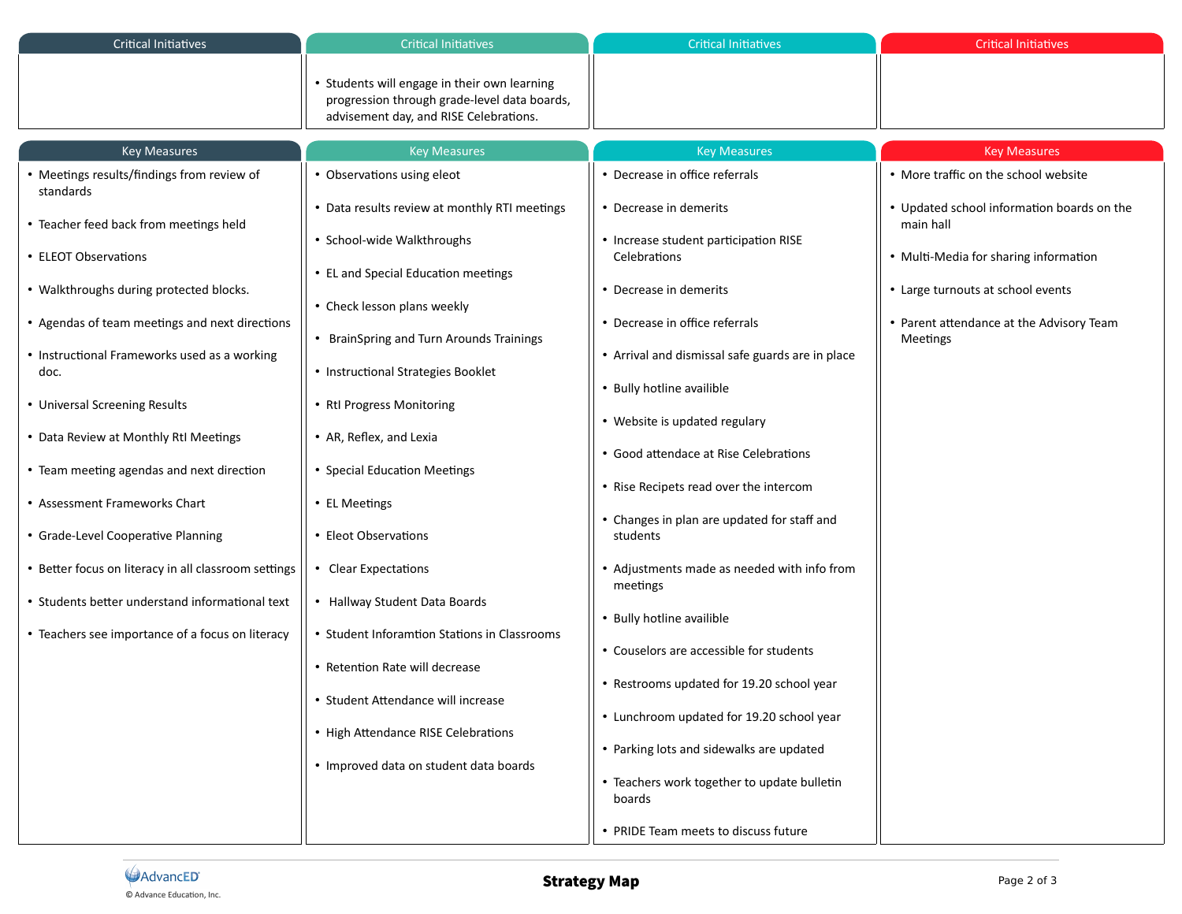| Critical Initiatives | Critical Initiatives | Critical Initiatives | Critical Initiatives |
|---|---|---|---|
| | • Students will engage in their own learning progression through grade-level data boards, advisement day, and RISE Celebrations. | | |

| Key Measures | Key Measures | Key Measures | Key Measures |
|---|---|---|---|
| • Meetings results/findings from review of standards<br>• Teacher feed back from meetings held<br>• ELEOT Observations<br>• Walkthroughs during protected blocks.<br>• Agendas of team meetings and next directions<br>• Instructional Frameworks used as a working doc.<br>• Universal Screening Results<br>• Data Review at Monthly RtI Meetings<br>• Team meeting agendas and next direction<br>• Assessment Frameworks Chart<br>• Grade-Level Cooperative Planning<br>• Better focus on literacy in all classroom settings<br>• Students better understand informational text<br>• Teachers see importance of a focus on literacy | • Observations using eleot<br>• Data results review at monthly RTI meetings<br>• School-wide Walkthroughs<br>• EL and Special Education meetings<br>• Check lesson plans weekly<br>• BrainSpring and Turn Arounds Trainings<br>• Instructional Strategies Booklet<br>• RtI Progress Monitoring<br>• AR, Reflex, and Lexia<br>• Special Education Meetings<br>• EL Meetings<br>• Eleot Observations<br>• Clear Expectations<br>• Hallway Student Data Boards<br>• Student Inforamtion Stations in Classrooms<br>• Retention Rate will decrease<br>• Student Attendance will increase<br>• High Attendance RISE Celebrations<br>• Improved data on student data boards | • Decrease in office referrals<br>• Decrease in demerits<br>• Increase student participation RISE Celebrations<br>• Decrease in demerits<br>• Decrease in office referrals<br>• Arrival and dismissal safe guards are in place<br>• Bully hotline availible<br>• Website is updated regulary<br>• Good attendance at Rise Celebrations<br>• Rise Recipets read over the intercom<br>• Changes in plan are updated for staff and students<br>• Adjustments made as needed with info from meetings<br>• Bully hotline availible<br>• Couselors are accessible for students<br>• Restrooms updated for 19.20 school year<br>• Lunchroom updated for 19.20 school year<br>• Parking lots and sidewalks are updated<br>• Teachers work together to update bulletin boards<br>• PRIDE Team meets to discuss future | • More traffic on the school website<br>• Updated school information boards on the main hall<br>• Multi-Media for sharing information<br>• Large turnouts at school events<br>• Parent attendance at the Advisory Team Meetings |

**Strategy Map**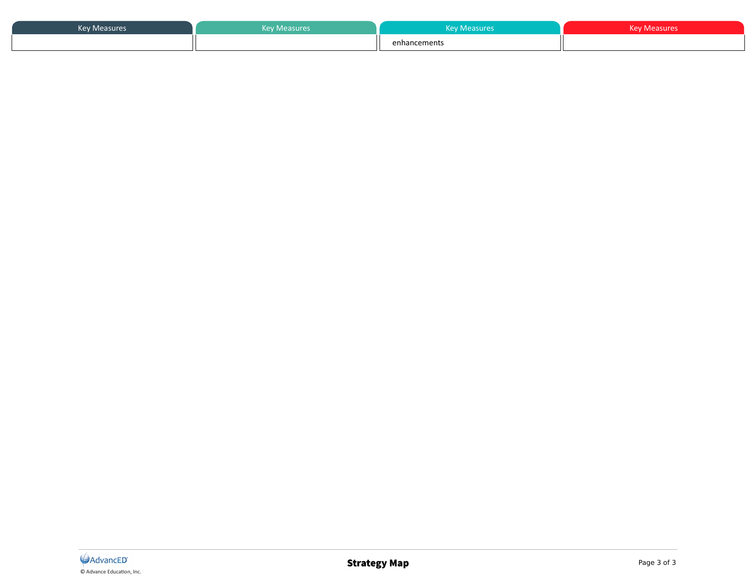| Key Measures | Key Measures | Key Measures | Key Measures |
|---|---|---|---|
| | | enhancements | |

**Strategy Map**